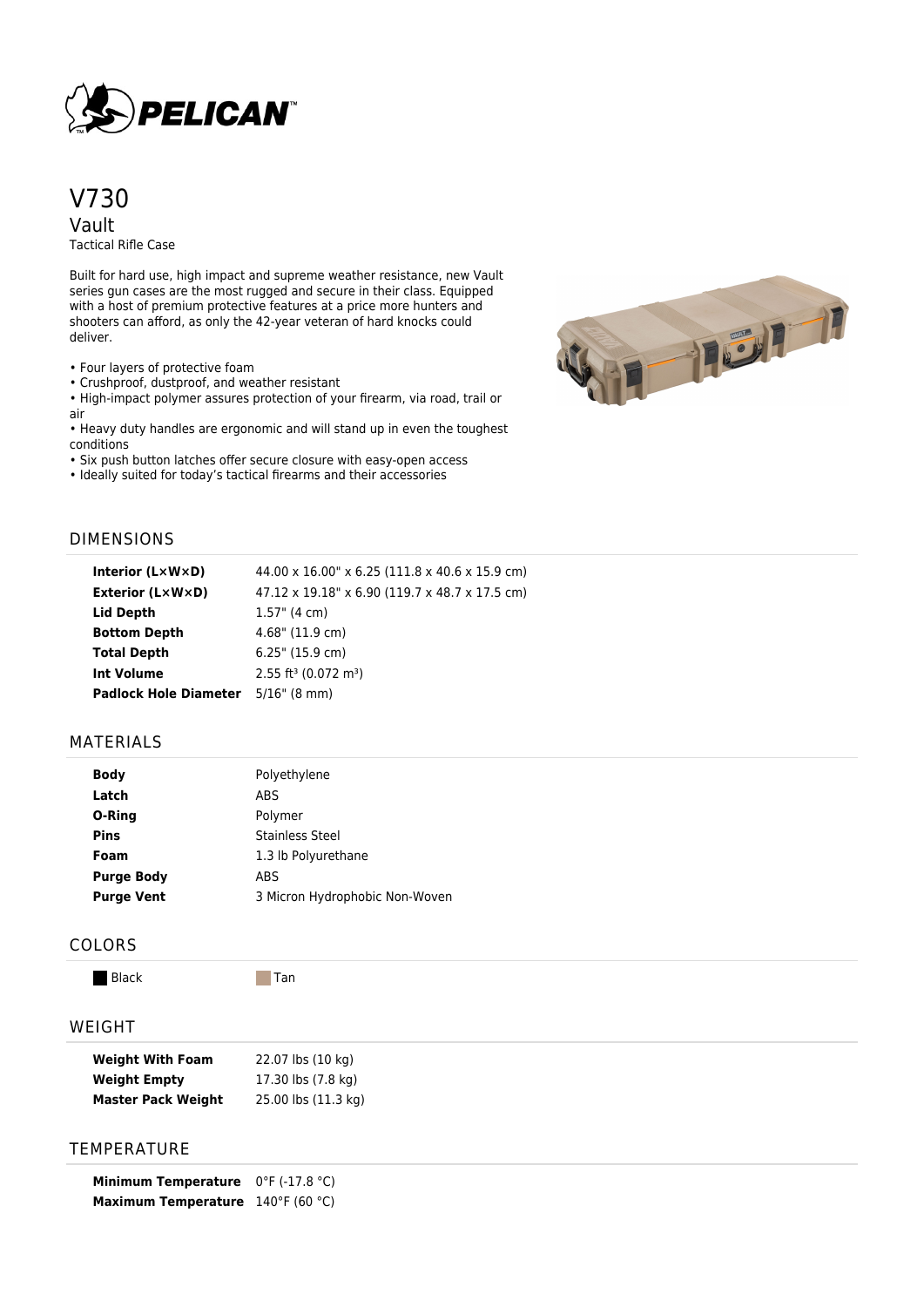PELICAN™

# V730

## Vault

Tactical Rifle Case

Built for hard use, high impact and supreme weather resistance, new Vault series gun cases are the most rugged and secure in their class. Equipped with a host of premium protective features at a price more hunters and shooters can afford, as only the 42-year veteran of hard knocks could deliver.

- Four layers of protective foam
- Crushproof, dustproof, and weather resistant
- High-impact polymer assures protection of your firearm, via road, trail or air
- Heavy duty handles are ergonomic and will stand up in even the toughest conditions
- Six push button latches offer secure closure with easy-open access
- Ideally suited for today's tactical firearms and their accessories

## DIMENSIONS

| | |
|---|---|
| **Interior (L×W×D)** | 44.00 x 16.00" x 6.25 (111.8 x 40.6 x 15.9 cm) |
| **Exterior (L×W×D)** | 47.12 x 19.18" x 6.90 (119.7 x 48.7 x 17.5 cm) |
| **Lid Depth** | 1.57" (4 cm) |
| **Bottom Depth** | 4.68" (11.9 cm) |
| **Total Depth** | 6.25" (15.9 cm) |
| **Int Volume** | 2.55 $ft^3$ (0.072 $m^3$) |
| **Padlock Hole Diameter** | 5/16" (8 mm) |

## MATERIALS

| | |
|---|---|
| **Body** | Polyethylene |
| **Latch** | ABS |
| **O-Ring** | Polymer |
| **Pins** | Stainless Steel |
| **Foam** | 1.3 lb Polyurethane |
| **Purge Body** | ABS |
| **Purge Vent** | 3 Micron Hydrophobic Non-Woven |

## COLORS

Black Tan

## WEIGHT

| | |
|---|---|
| **Weight With Foam** | 22.07 lbs (10 kg) |
| **Weight Empty** | 17.30 lbs (7.8 kg) |
| **Master Pack Weight** | 25.00 lbs (11.3 kg) |

## TEMPERATURE

| | |
|---|---|
| **Minimum Temperature** | 0°F (-17.8 °C) |
| **Maximum Temperature** | 140°F (60 °C) |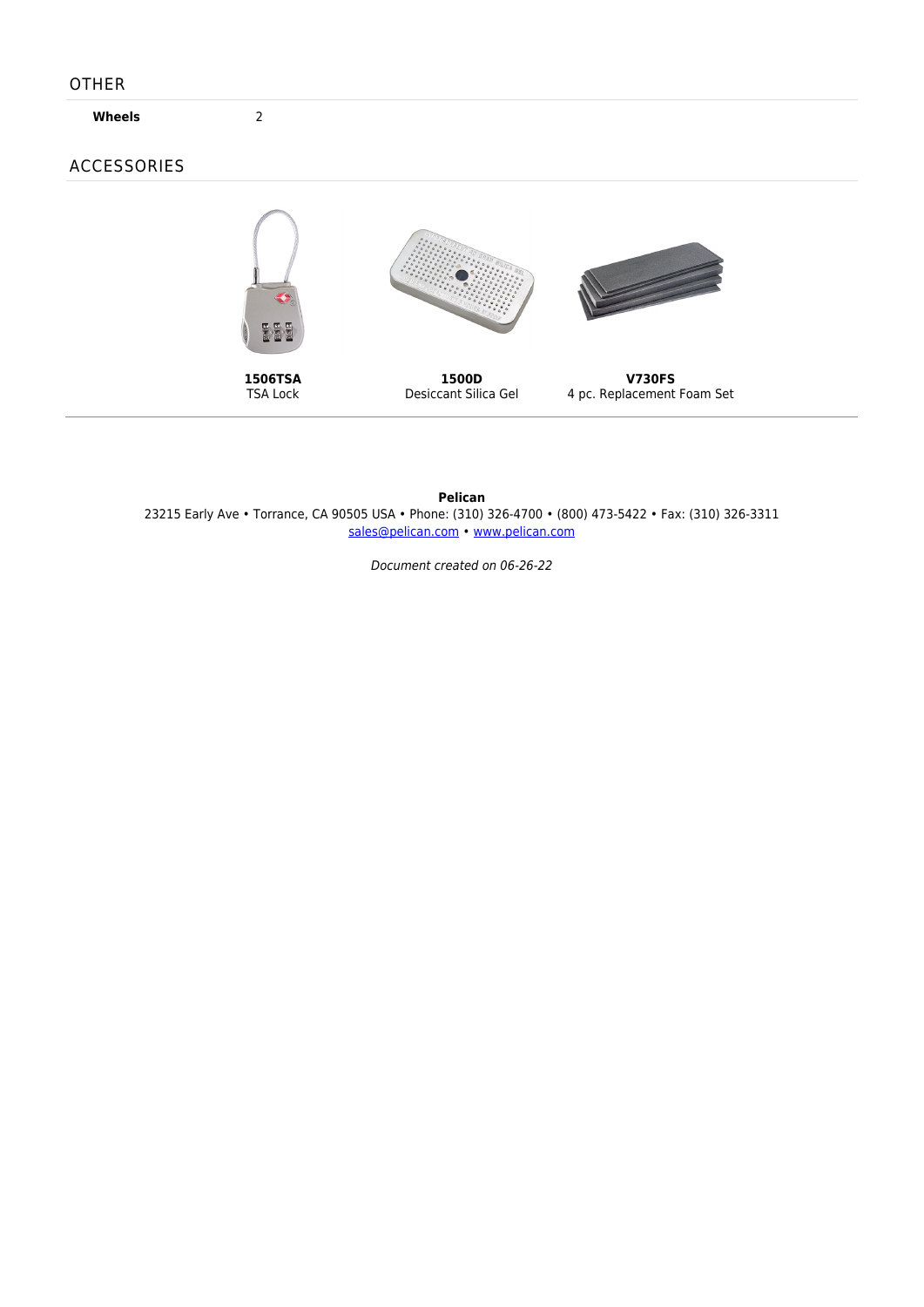## OTHER

| | |
|---|---|
| **Wheels** | 2 |

## ACCESSORIES

**1506TSA**
TSA Lock

**1500D**
Desiccant Silica Gel

**V730FS**
4 pc. Replacement Foam Set

**Pelican**
23215 Early Ave • Torrance, CA 90505 USA • Phone: (310) 326-4700 • (800) 473-5422 • Fax: (310) 326-3311
sales@pelican.com • www.pelican.com

*Document created on 06-26-22*